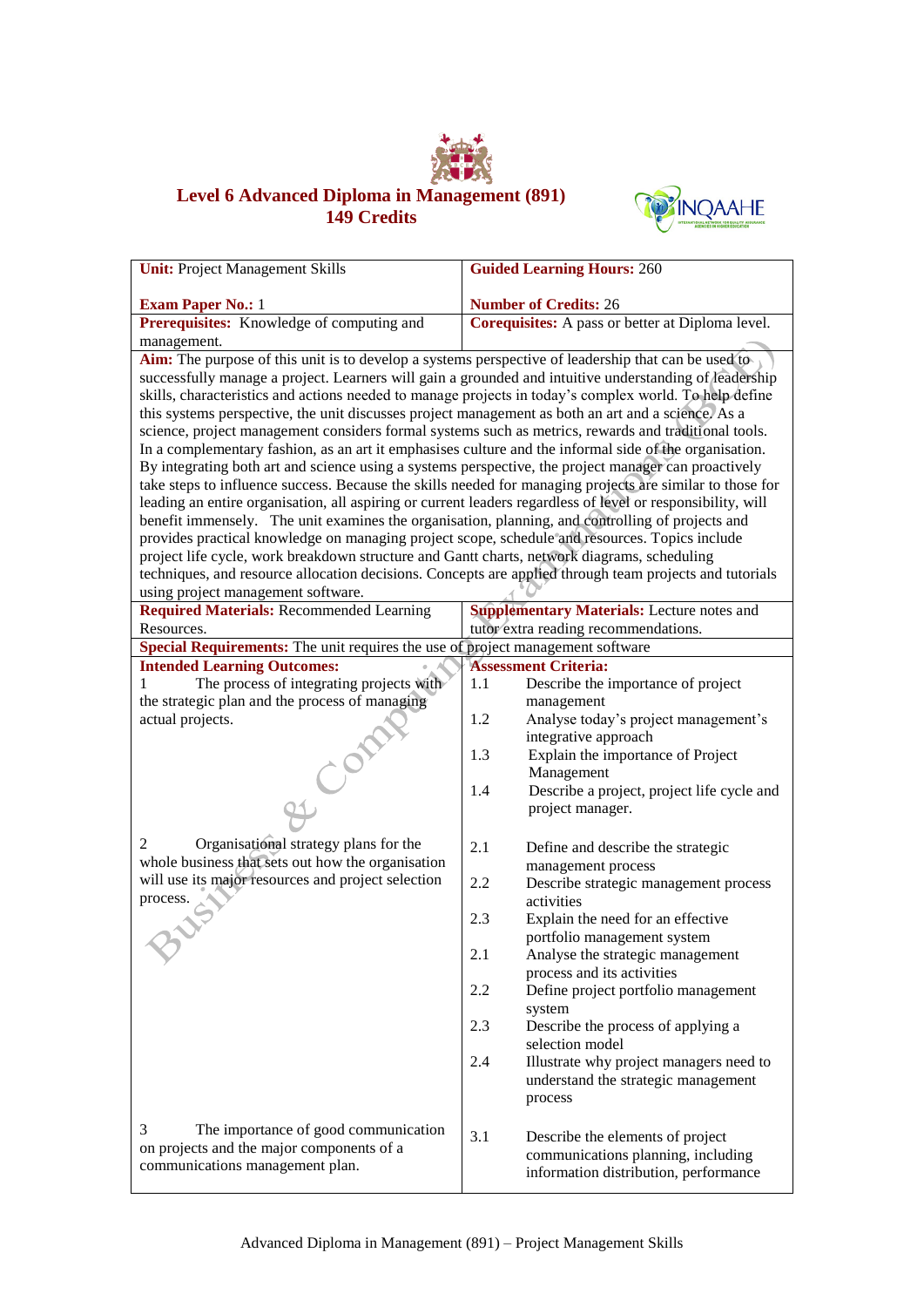# Level 6 Advanced Diploma in Management (891)
## 149 Credits

| | |
|---|---|
| **Unit:** Project Management Skills<br><br>**Exam Paper No.:** 1 | **Guided Learning Hours:** 260<br><br>**Number of Credits:** 26 |
| **Prerequisites:** Knowledge of computing and management. | **Corequisites:** A pass or better at Diploma level. |
| **Aim:** The purpose of this unit is to develop a systems perspective of leadership that can be used to successfully manage a project. Learners will gain a grounded and intuitive understanding of leadership skills, characteristics and actions needed to manage projects in today's complex world. To help define this systems perspective, the unit discusses project management as both an art and a science. As a science, project management considers formal systems such as metrics, rewards and traditional tools. In a complementary fashion, as an art it emphasises culture and the informal side of the organisation. By integrating both art and science using a systems perspective, the project manager can proactively take steps to influence success. Because the skills needed for managing projects are similar to those for leading an entire organisation, all aspiring or current leaders regardless of level or responsibility, will benefit immensely. The unit examines the organisation, planning, and controlling of projects and provides practical knowledge on managing project scope, schedule and resources. Topics include project life cycle, work breakdown structure and Gantt charts, network diagrams, scheduling techniques, and resource allocation decisions. Concepts are applied through team projects and tutorials using project management software. | |
| **Required Materials:** Recommended Learning Resources. | **Supplementary Materials:** Lecture notes and tutor extra reading recommendations. |
| **Special Requirements:** The unit requires the use of project management software | |
| **Intended Learning Outcomes:** | **Assessment Criteria:** |
| 1 The process of integrating projects with the strategic plan and the process of managing actual projects. | 1.1 Describe the importance of project management<br>1.2 Analyse today's project management's integrative approach<br>1.3 Explain the importance of Project Management<br>1.4 Describe a project, project life cycle and project manager. |
| 2 Organisational strategy plans for the whole business that sets out how the organisation will use its major resources and project selection process. | 2.1 Define and describe the strategic management process<br>2.2 Describe strategic management process activities<br>2.3 Explain the need for an effective portfolio management system<br>2.1 Analyse the strategic management process and its activities<br>2.2 Define project portfolio management system<br>2.3 Describe the process of applying a selection model<br>2.4 Illustrate why project managers need to understand the strategic management process |
| 3 The importance of good communication on projects and the major components of a communications management plan. | 3.1 Describe the elements of project communications planning, including information distribution, performance |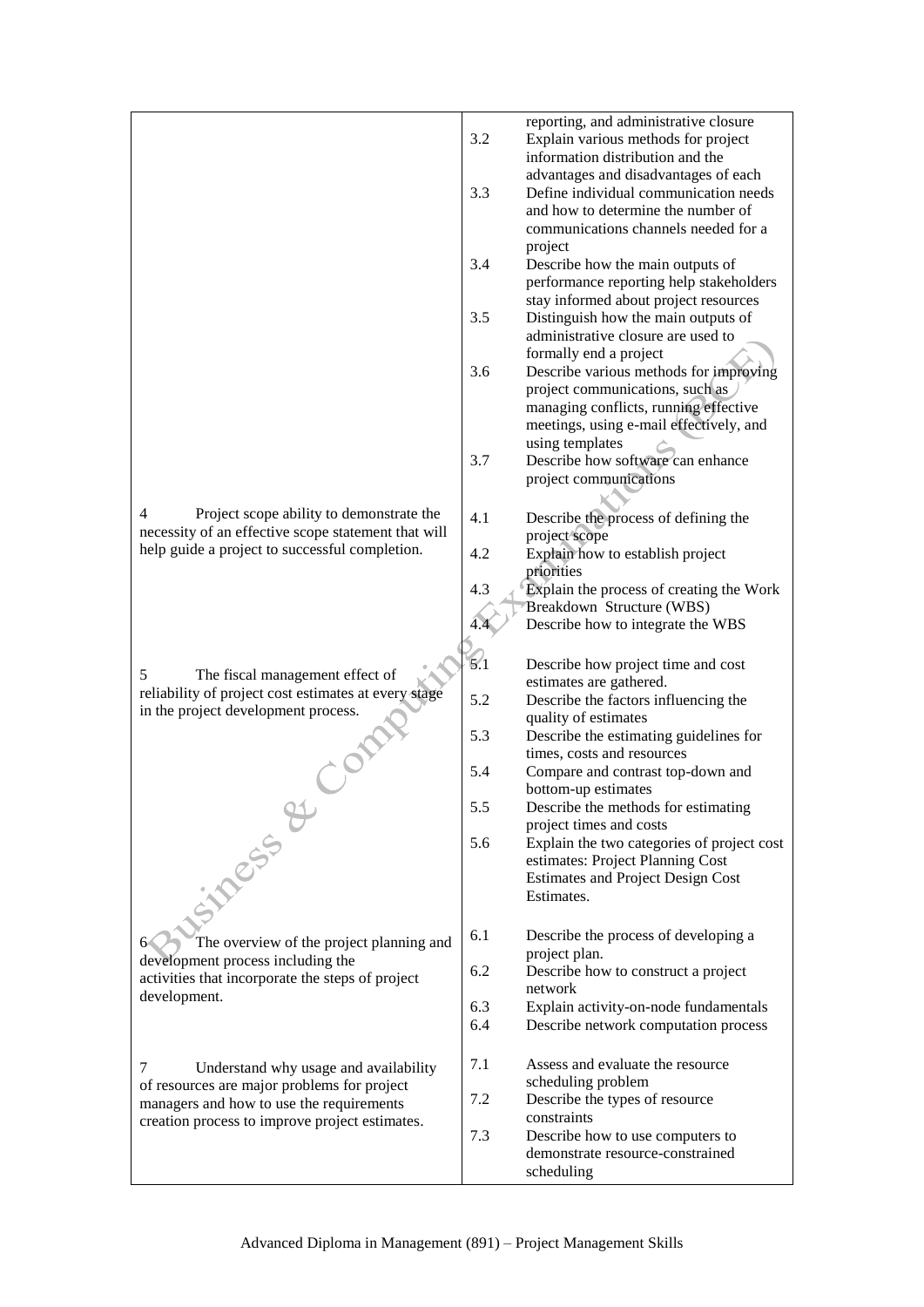| | |
|---|---|
| | reporting, and administrative closure<br>3.2 Explain various methods for project information distribution and the advantages and disadvantages of each<br>3.3 Define individual communication needs and how to determine the number of communications channels needed for a project<br>3.4 Describe how the main outputs of performance reporting help stakeholders stay informed about project resources<br>3.5 Distinguish how the main outputs of administrative closure are used to formally end a project<br>3.6 Describe various methods for improving project communications, such as managing conflicts, running effective meetings, using e-mail effectively, and using templates<br>3.7 Describe how software can enhance project communications |
| 4 Project scope ability to demonstrate the necessity of an effective scope statement that will help guide a project to successful completion. | 4.1 Describe the process of defining the project scope<br>4.2 Explain how to establish project priorities<br>4.3 Explain the process of creating the Work Breakdown Structure (WBS)<br>4.4 Describe how to integrate the WBS |
| 5 The fiscal management effect of reliability of project cost estimates at every stage in the project development process. | 5.1 Describe how project time and cost estimates are gathered.<br>5.2 Describe the factors influencing the quality of estimates<br>5.3 Describe the estimating guidelines for times, costs and resources<br>5.4 Compare and contrast top-down and bottom-up estimates<br>5.5 Describe the methods for estimating project times and costs<br>5.6 Explain the two categories of project cost estimates: Project Planning Cost Estimates and Project Design Cost Estimates. |
| 6 The overview of the project planning and development process including the activities that incorporate the steps of project development. | 6.1 Describe the process of developing a project plan.<br>6.2 Describe how to construct a project network<br>6.3 Explain activity-on-node fundamentals<br>6.4 Describe network computation process |
| 7 Understand why usage and availability of resources are major problems for project managers and how to use the requirements creation process to improve project estimates. | 7.1 Assess and evaluate the resource scheduling problem<br>7.2 Describe the types of resource constraints<br>7.3 Describe how to use computers to demonstrate resource-constrained scheduling |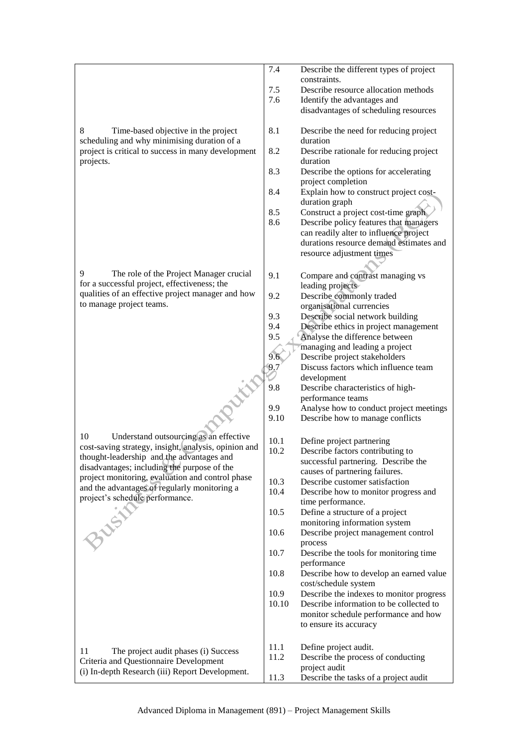| | | |
|---|---|---|
| | 7.4 | Describe the different types of project constraints. |
| | 7.5 | Describe resource allocation methods |
| | 7.6 | Identify the advantages and disadvantages of scheduling resources |
| 8 Time-based objective in the project scheduling and why minimising duration of a project is critical to success in many development projects. | 8.1 | Describe the need for reducing project duration |
| | 8.2 | Describe rationale for reducing project duration |
| | 8.3 | Describe the options for accelerating project completion |
| | 8.4 | Explain how to construct project cost-duration graph |
| | 8.5 | Construct a project cost-time graph |
| | 8.6 | Describe policy features that managers can readily alter to influence project durations resource demand estimates and resource adjustment times |
| 9 The role of the Project Manager crucial for a successful project, effectiveness; the qualities of an effective project manager and how to manage project teams. | 9.1 | Compare and contrast managing vs leading projects |
| | 9.2 | Describe commonly traded organisational currencies |
| | 9.3 | Describe social network building |
| | 9.4 | Describe ethics in project management |
| | 9.5 | Analyse the difference between managing and leading a project |
| | 9.6 | Describe project stakeholders |
| | 9.7 | Discuss factors which influence team development |
| | 9.8 | Describe characteristics of high-performance teams |
| | 9.9 | Analyse how to conduct project meetings |
| | 9.10 | Describe how to manage conflicts |
| 10 Understand outsourcing as an effective cost-saving strategy, insight, analysis, opinion and thought-leadership and the advantages and disadvantages; including the purpose of the project monitoring, evaluation and control phase and the advantages of regularly monitoring a project's schedule performance. | 10.1 | Define project partnering |
| | 10.2 | Describe factors contributing to successful partnering. Describe the causes of partnering failures. |
| | 10.3 | Describe customer satisfaction |
| | 10.4 | Describe how to monitor progress and time performance. |
| | 10.5 | Define a structure of a project monitoring information system |
| | 10.6 | Describe project management control process |
| | 10.7 | Describe the tools for monitoring time performance |
| | 10.8 | Describe how to develop an earned value cost/schedule system |
| | 10.9 | Describe the indexes to monitor progress |
| | 10.10 | Describe information to be collected to monitor schedule performance and how to ensure its accuracy |
| 11 The project audit phases (i) Success Criteria and Questionnaire Development (i) In-depth Research (iii) Report Development. | 11.1 | Define project audit. |
| | 11.2 | Describe the process of conducting project audit |
| | 11.3 | Describe the tasks of a project audit |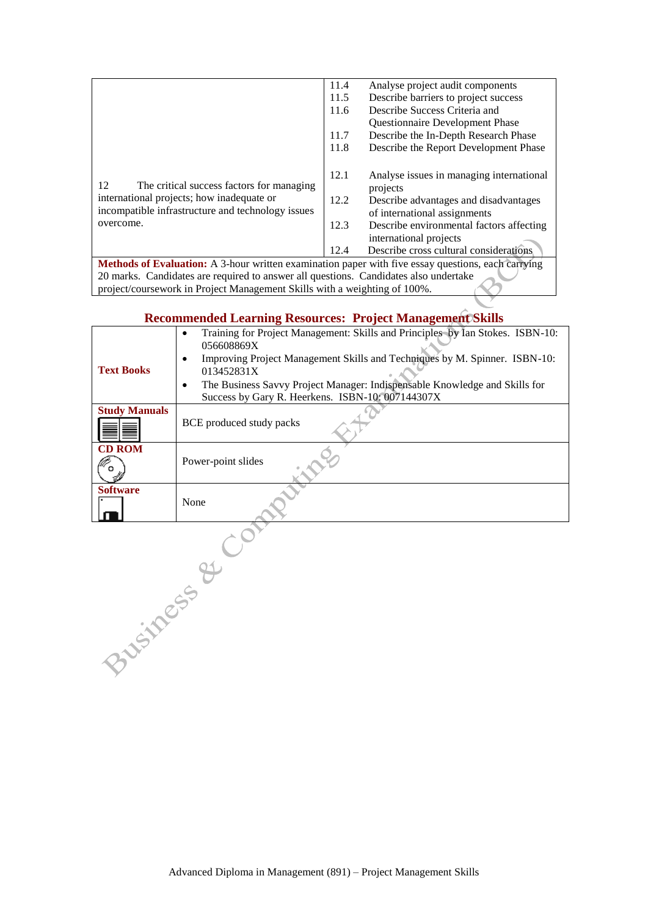| | |
|---|---|
| | 11.4 Analyse project audit components<br>11.5 Describe barriers to project success<br>11.6 Describe Success Criteria and Questionnaire Development Phase<br>11.7 Describe the In-Depth Research Phase<br>11.8 Describe the Report Development Phase |
| 12 The critical success factors for managing international projects; how inadequate or incompatible infrastructure and technology issues overcome. | 12.1 Analyse issues in managing international projects<br>12.2 Describe advantages and disadvantages of international assignments<br>12.3 Describe environmental factors affecting international projects<br>12.4 Describe cross cultural considerations |
| **Methods of Evaluation:** A 3-hour written examination paper with five essay questions, each carrying 20 marks. Candidates are required to answer all questions. Candidates also undertake project/coursework in Project Management Skills with a weighting of 100%. | |

## Recommended Learning Resources: Project Management Skills

| | |
|---|---|
| **Text Books** | • Training for Project Management: Skills and Principles by Ian Stokes. ISBN-10: 056608869X<br>• Improving Project Management Skills and Techniques by M. Spinner. ISBN-10: 013452831X<br>• The Business Savvy Project Manager: Indispensable Knowledge and Skills for Success by Gary R. Heerkens. ISBN-10: 007144307X |
| **Study Manuals** | BCE produced study packs |
| **CD ROM** | Power-point slides |
| **Software** | None |